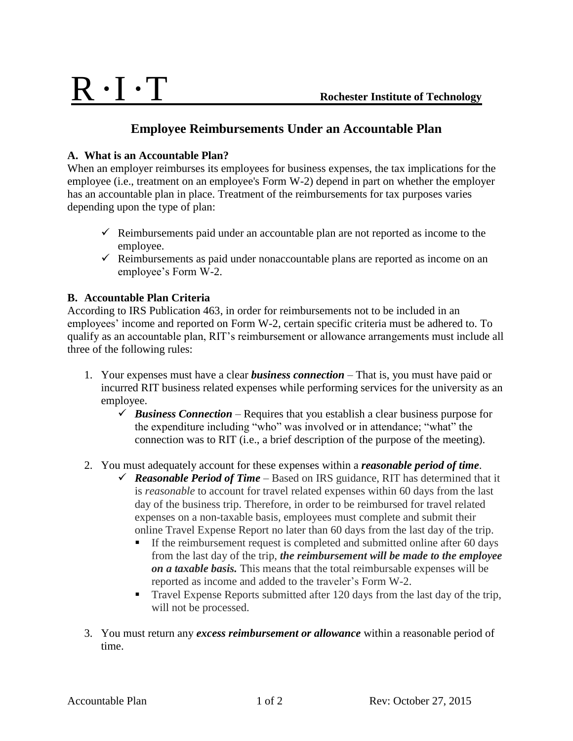R · I · T **Rochester Institute of Technology**

# Employee Reimbursements Under an Accountable Plan

## A. What is an Accountable Plan?

When an employer reimburses its employees for business expenses, the tax implications for the employee (i.e., treatment on an employee's Form W-2) depend in part on whether the employer has an accountable plan in place. Treatment of the reimbursements for tax purposes varies depending upon the type of plan:

- ✓ Reimbursements paid under an accountable plan are not reported as income to the employee.
- ✓ Reimbursements as paid under nonaccountable plans are reported as income on an employee's Form W-2.

## B. Accountable Plan Criteria

According to IRS Publication 463, in order for reimbursements not to be included in an employees' income and reported on Form W-2, certain specific criteria must be adhered to. To qualify as an accountable plan, RIT's reimbursement or allowance arrangements must include all three of the following rules:

1. Your expenses must have a clear ***business connection*** – That is, you must have paid or incurred RIT business related expenses while performing services for the university as an employee.
   - ✓ ***Business Connection*** – Requires that you establish a clear business purpose for the expenditure including "who" was involved or in attendance; "what" the connection was to RIT (i.e., a brief description of the purpose of the meeting).

2. You must adequately account for these expenses within a ***reasonable period of time***.
   - ✓ ***Reasonable Period of Time*** – Based on IRS guidance, RIT has determined that it is *reasonable* to account for travel related expenses within 60 days from the last day of the business trip. Therefore, in order to be reimbursed for travel related expenses on a non-taxable basis, employees must complete and submit their online Travel Expense Report no later than 60 days from the last day of the trip.
     - If the reimbursement request is completed and submitted online after 60 days from the last day of the trip, ***the reimbursement will be made to the employee on a taxable basis.*** This means that the total reimbursable expenses will be reported as income and added to the traveler's Form W-2.
     - Travel Expense Reports submitted after 120 days from the last day of the trip, will not be processed.

3. You must return any ***excess reimbursement or allowance*** within a reasonable period of time.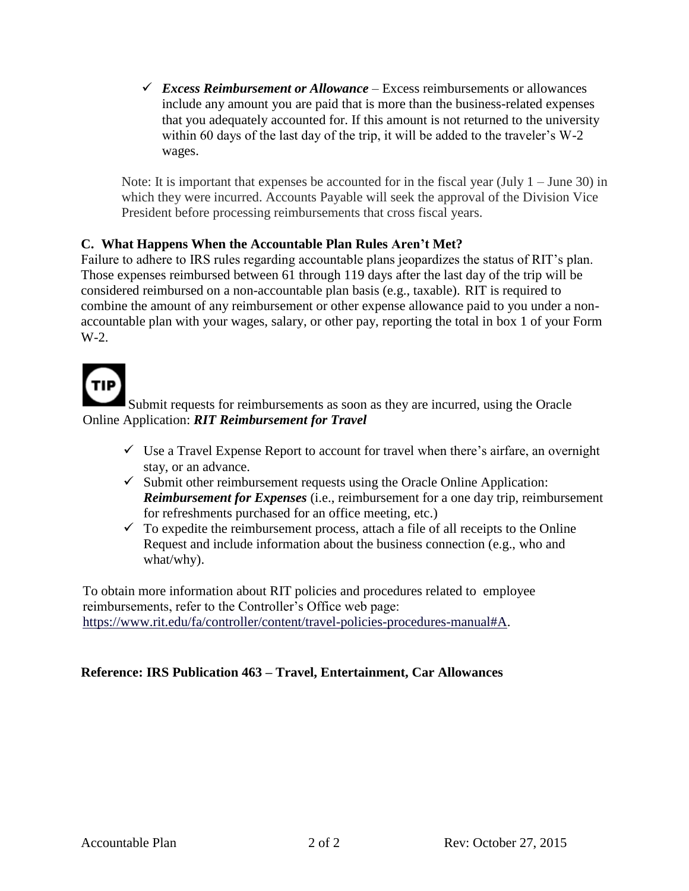- ***Excess Reimbursement or Allowance*** – Excess reimbursements or allowances include any amount you are paid that is more than the business-related expenses that you adequately accounted for. If this amount is not returned to the university within 60 days of the last day of the trip, it will be added to the traveler's W-2 wages.

Note: It is important that expenses be accounted for in the fiscal year (July 1 – June 30) in which they were incurred. Accounts Payable will seek the approval of the Division Vice President before processing reimbursements that cross fiscal years.

### C. What Happens When the Accountable Plan Rules Aren't Met?

Failure to adhere to IRS rules regarding accountable plans jeopardizes the status of RIT's plan. Those expenses reimbursed between 61 through 119 days after the last day of the trip will be considered reimbursed on a non-accountable plan basis (e.g., taxable). RIT is required to combine the amount of any reimbursement or other expense allowance paid to you under a non-accountable plan with your wages, salary, or other pay, reporting the total in box 1 of your Form W-2.

TIP Submit requests for reimbursements as soon as they are incurred, using the Oracle Online Application: ***RIT Reimbursement for Travel***

- Use a Travel Expense Report to account for travel when there's airfare, an overnight stay, or an advance.
- Submit other reimbursement requests using the Oracle Online Application: ***Reimbursement for Expenses*** (i.e., reimbursement for a one day trip, reimbursement for refreshments purchased for an office meeting, etc.)
- To expedite the reimbursement process, attach a file of all receipts to the Online Request and include information about the business connection (e.g., who and what/why).

To obtain more information about RIT policies and procedures related to employee reimbursements, refer to the Controller's Office web page: https://www.rit.edu/fa/controller/content/travel-policies-procedures-manual#A.

**Reference: IRS Publication 463 – Travel, Entertainment, Car Allowances**